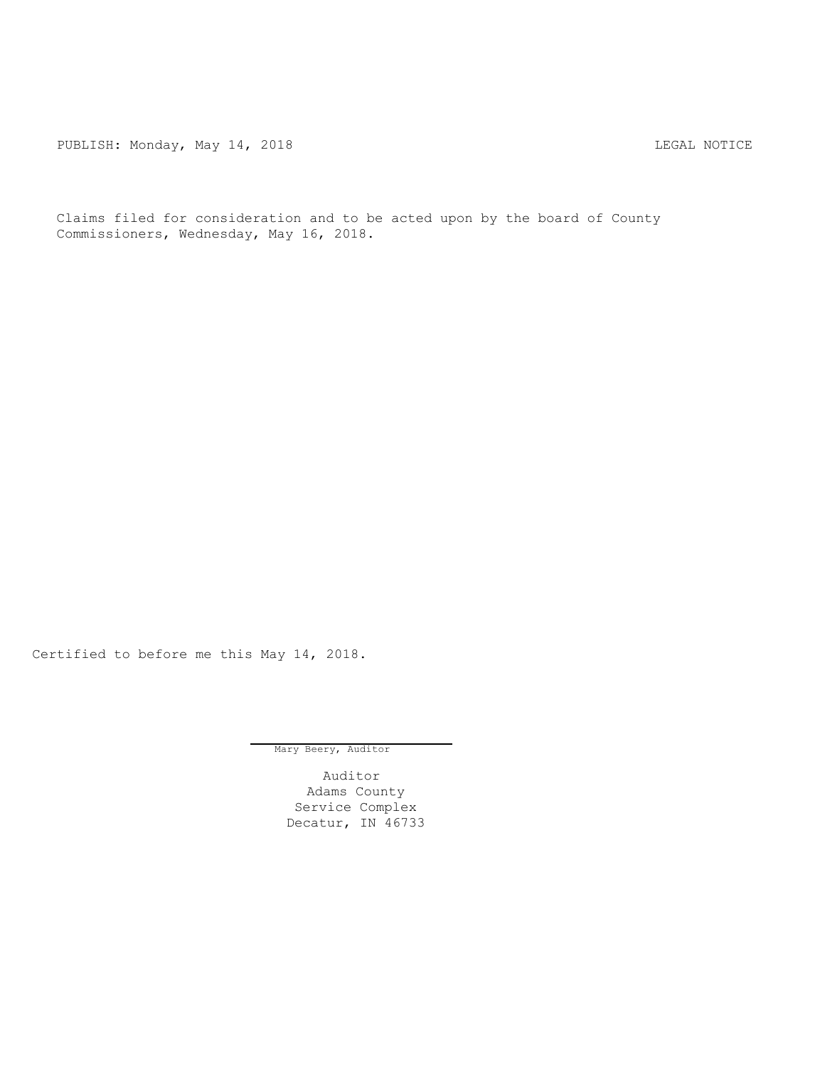PUBLISH: Monday, May 14, 2018 LEGAL NOTICE

Claims filed for consideration and to be acted upon by the board of County Commissioners, Wednesday, May 16, 2018.

Certified to before me this May 14, 2018.

Mary Beery, Auditor

Auditor
Adams County
Service Complex
Decatur, IN 46733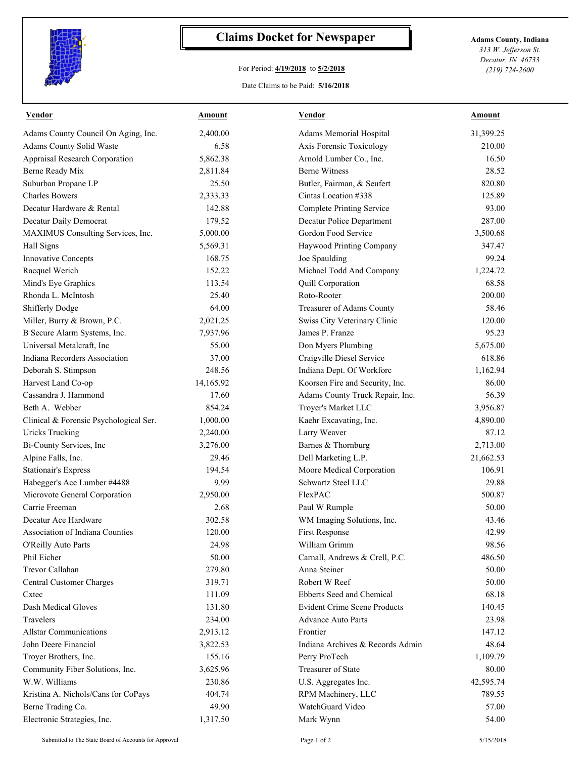# Claims Docket for Newspaper

For Period: **4/19/2018** to **5/2/2018**

Date Claims to be Paid: **5/16/2018**

**Adams County, Indiana**
*313 W. Jefferson St.*
*Decatur, IN 46733*
*(219) 724-2600*

| Vendor | Amount | Vendor | Amount |
|---|---|---|---|
| Adams County Council On Aging, Inc. | 2,400.00 | Adams Memorial Hospital | 31,399.25 |
| Adams County Solid Waste | 6.58 | Axis Forensic Toxicology | 210.00 |
| Appraisal Research Corporation | 5,862.38 | Arnold Lumber Co., Inc. | 16.50 |
| Berne Ready Mix | 2,811.84 | Berne Witness | 28.52 |
| Suburban Propane LP | 25.50 | Butler, Fairman, & Seufert | 820.80 |
| Charles Bowers | 2,333.33 | Cintas Location #338 | 125.89 |
| Decatur Hardware & Rental | 142.88 | Complete Printing Service | 93.00 |
| Decatur Daily Democrat | 179.52 | Decatur Police Department | 287.00 |
| MAXIMUS Consulting Services, Inc. | 5,000.00 | Gordon Food Service | 3,500.68 |
| Hall Signs | 5,569.31 | Haywood Printing Company | 347.47 |
| Innovative Concepts | 168.75 | Joe Spaulding | 99.24 |
| Racquel Werich | 152.22 | Michael Todd And Company | 1,224.72 |
| Mind's Eye Graphics | 113.54 | Quill Corporation | 68.58 |
| Rhonda L. McIntosh | 25.40 | Roto-Rooter | 200.00 |
| Shifferly Dodge | 64.00 | Treasurer of Adams County | 58.46 |
| Miller, Burry & Brown, P.C. | 2,021.25 | Swiss City Veterinary Clinic | 120.00 |
| B Secure Alarm Systems, Inc. | 7,937.96 | James P. Franze | 95.23 |
| Universal Metalcraft, Inc | 55.00 | Don Myers Plumbing | 5,675.00 |
| Indiana Recorders Association | 37.00 | Craigville Diesel Service | 618.86 |
| Deborah S. Stimpson | 248.56 | Indiana Dept. Of Workforc | 1,162.94 |
| Harvest Land Co-op | 14,165.92 | Koorsen Fire and Security, Inc. | 86.00 |
| Cassandra J. Hammond | 17.60 | Adams County Truck Repair, Inc. | 56.39 |
| Beth A. Webber | 854.24 | Troyer's Market LLC | 3,956.87 |
| Clinical & Forensic Psychological Ser. | 1,000.00 | Kaehr Excavating, Inc. | 4,890.00 |
| Uricks Trucking | 2,240.00 | Larry Weaver | 87.12 |
| Bi-County Services, Inc | 3,276.00 | Barnes & Thornburg | 2,713.00 |
| Alpine Falls, Inc. | 29.46 | Dell Marketing L.P. | 21,662.53 |
| Stationair's Express | 194.54 | Moore Medical Corporation | 106.91 |
| Habegger's Ace Lumber #4488 | 9.99 | Schwartz Steel LLC | 29.88 |
| Microvote General Corporation | 2,950.00 | FlexPAC | 500.87 |
| Carrie Freeman | 2.68 | Paul W Rumple | 50.00 |
| Decatur Ace Hardware | 302.58 | WM Imaging Solutions, Inc. | 43.46 |
| Association of Indiana Counties | 120.00 | First Response | 42.99 |
| O'Reilly Auto Parts | 24.98 | William Grimm | 98.56 |
| Phil Eicher | 50.00 | Carnall, Andrews & Crell, P.C. | 486.50 |
| Trevor Callahan | 279.80 | Anna Steiner | 50.00 |
| Central Customer Charges | 319.71 | Robert W Reef | 50.00 |
| Cxtec | 111.09 | Ebberts Seed and Chemical | 68.18 |
| Dash Medical Gloves | 131.80 | Evident Crime Scene Products | 140.45 |
| Travelers | 234.00 | Advance Auto Parts | 23.98 |
| Allstar Communications | 2,913.12 | Frontier | 147.12 |
| John Deere Financial | 3,822.53 | Indiana Archives & Records Admin | 48.64 |
| Troyer Brothers, Inc. | 155.16 | Perry ProTech | 1,109.79 |
| Community Fiber Solutions, Inc. | 3,625.96 | Treasurer of State | 80.00 |
| W.W. Williams | 230.86 | U.S. Aggregates Inc. | 42,595.74 |
| Kristina A. Nichols/Cans for CoPays | 404.74 | RPM Machinery, LLC | 789.55 |
| Berne Trading Co. | 49.90 | WatchGuard Video | 57.00 |
| Electronic Strategies, Inc. | 1,317.50 | Mark Wynn | 54.00 |

Submitted to The State Board of Accounts for Approval

5/15/2018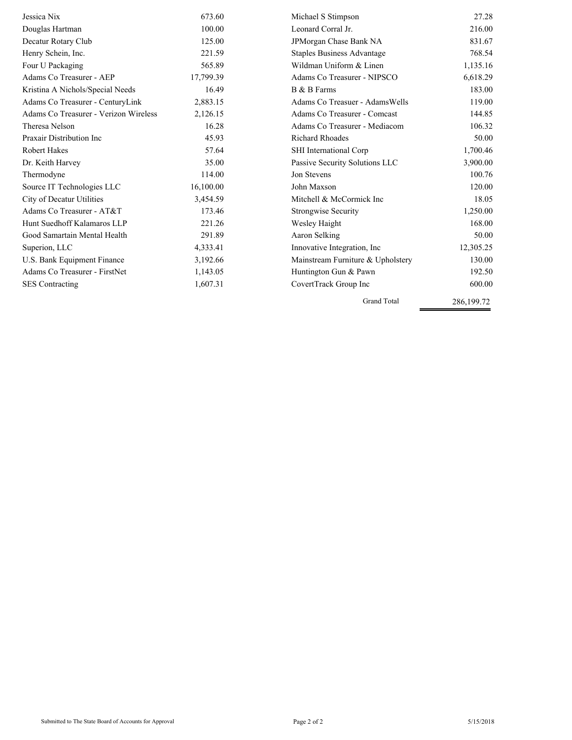| | |
|---|---|
| Jessica Nix | 673.60 |
| Douglas Hartman | 100.00 |
| Decatur Rotary Club | 125.00 |
| Henry Schein, Inc. | 221.59 |
| Four U Packaging | 565.89 |
| Adams Co Treasurer - AEP | 17,799.39 |
| Kristina A Nichols/Special Needs | 16.49 |
| Adams Co Treasurer - CenturyLink | 2,883.15 |
| Adams Co Treasurer - Verizon Wireless | 2,126.15 |
| Theresa Nelson | 16.28 |
| Praxair Distribution Inc | 45.93 |
| Robert Hakes | 57.64 |
| Dr. Keith Harvey | 35.00 |
| Thermodyne | 114.00 |
| Source IT Technologies LLC | 16,100.00 |
| City of Decatur Utilities | 3,454.59 |
| Adams Co Treasurer - AT&T | 173.46 |
| Hunt Suedhoff Kalamaros LLP | 221.26 |
| Good Samartain Mental Health | 291.89 |
| Superion, LLC | 4,333.41 |
| U.S. Bank Equipment Finance | 3,192.66 |
| Adams Co Treasurer - FirstNet | 1,143.05 |
| SES Contracting | 1,607.31 |
| Michael S Stimpson | 27.28 |
| Leonard Corral Jr. | 216.00 |
| JPMorgan Chase Bank NA | 831.67 |
| Staples Business Advantage | 768.54 |
| Wildman Uniform & Linen | 1,135.16 |
| Adams Co Treasurer - NIPSCO | 6,618.29 |
| B & B Farms | 183.00 |
| Adams Co Treasuer - AdamsWells | 119.00 |
| Adams Co Treasurer - Comcast | 144.85 |
| Adams Co Treasurer - Mediacom | 106.32 |
| Richard Rhoades | 50.00 |
| SHI International Corp | 1,700.46 |
| Passive Security Solutions LLC | 3,900.00 |
| Jon Stevens | 100.76 |
| John Maxson | 120.00 |
| Mitchell & McCormick Inc | 18.05 |
| Strongwise Security | 1,250.00 |
| Wesley Haight | 168.00 |
| Aaron Selking | 50.00 |
| Innovative Integration, Inc | 12,305.25 |
| Mainstream Furniture & Upholstery | 130.00 |
| Huntington Gun & Pawn | 192.50 |
| CovertTrack Group Inc | 600.00 |
| Grand Total | 286,199.72 |

Submitted to The State Board of Accounts for Approval

5/15/2018